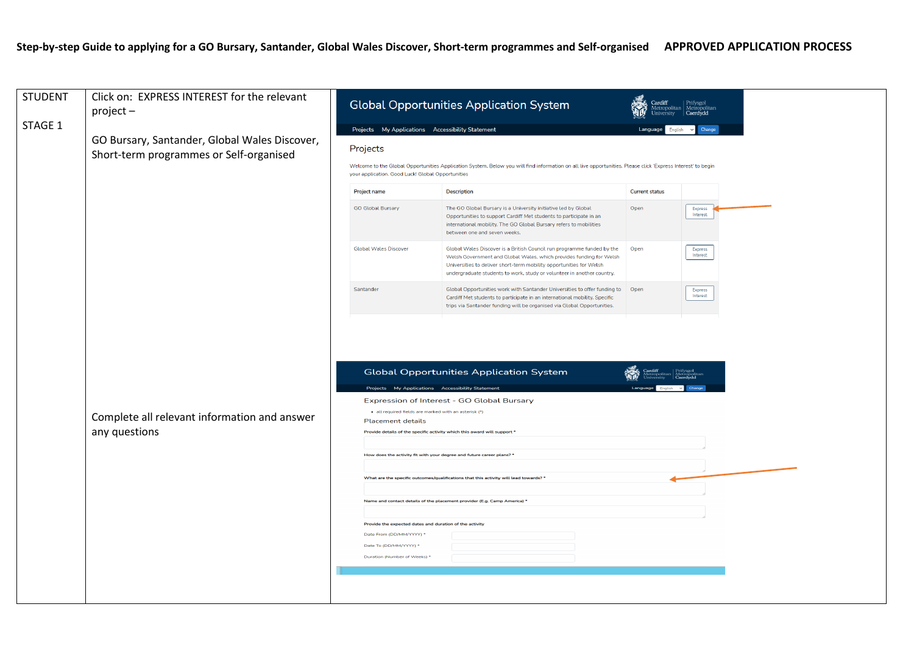**Step-by-step Guide to applying for a GO Bursary, Santander, Global Wales Discover, Short-term programmes and Self-organised** **APPROVED APPLICATION PROCESS**

| STUDENT<br><br>STAGE 1 | Click on: EXPRESS INTEREST for the relevant project –<br><br>GO Bursary, Santander, Global Wales Discover, Short-term programmes or Self-organised<br><br><br><br><br><br><br><br><br>Complete all relevant information and answer any questions | |
|---|---|---|

**Global Opportunities Application System**

Projects | My Applications | Accessibility Statement | Language: English | Change

Projects

Welcome to the Global Opportunities Application System. Below you will find information on all live opportunities. Please click 'Express Interest' to begin your application. Good Luck! Global Opportunities

| Project name | Description | Current status | |
|---|---|---|---|
| GO Global Bursary | The GO Global Bursary is a University initiative led by Global Opportunities to support Cardiff Met students to participate in an international mobility. The GO Global Bursary refers to mobilities between one and seven weeks. | Open | Express Interest |
| Global Wales Discover | Global Wales Discover is a British Council run programme funded by the Welsh Government and Global Wales, which provides funding for Welsh Universities to deliver short-term mobility opportunities for Welsh undergraduate students to work, study or volunteer in another country. | Open | Express Interest |
| Santander | Global Opportunities work with Santander Universities to offer funding to Cardiff Met students to participate in an international mobility. Specific trips via Santander funding will be organised via Global Opportunities. | Open | Express Interest |

**Global Opportunities Application System**

Projects | My Applications | Accessibility Statement | Language: English | Change

Expression of Interest - GO Global Bursary

- all required fields are marked with an asterisk (*)

Placement details

Provide details of the specific activity which this award will support *

How does the activity fit with your degree and future career plans? *

What are the specific outcomes/qualifications that this activity will lead towards? *

Name and contact details of the placement provider (E.g. Camp America) *

Provide the expected dates and duration of the activity

Date From (DD/MM/YYYY) *

Date To (DD/MM/YYYY) *

Duration (Number of Weeks) *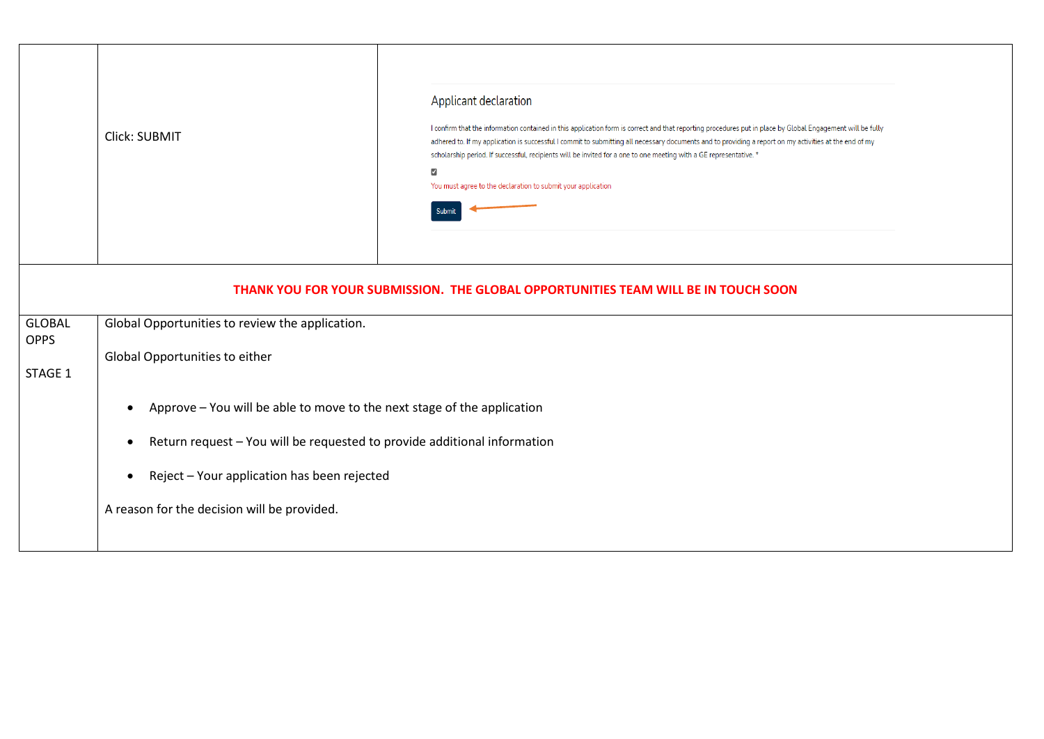| | | |
|---|---|---|
| | Click: SUBMIT | **Applicant declaration**<br><br>I confirm that the information contained in this application form is correct and that reporting procedures put in place by Global Engagement will be fully adhered to. If my application is successful I commit to submitting all necessary documents and to providing a report on my activities at the end of my scholarship period. If successful, recipients will be invited for a one to one meeting with a GE representative. *<br><br>☑<br><br>You must agree to the declaration to submit your application<br><br>Submit |
| **THANK YOU FOR YOUR SUBMISSION. THE GLOBAL OPPORTUNITIES TEAM WILL BE IN TOUCH SOON** | | |
| GLOBAL OPPS<br><br>STAGE 1 | Global Opportunities to review the application.<br><br>Global Opportunities to either<br><br>• Approve – You will be able to move to the next stage of the application<br><br>• Return request – You will be requested to provide additional information<br><br>• Reject – Your application has been rejected<br><br>A reason for the decision will be provided. | |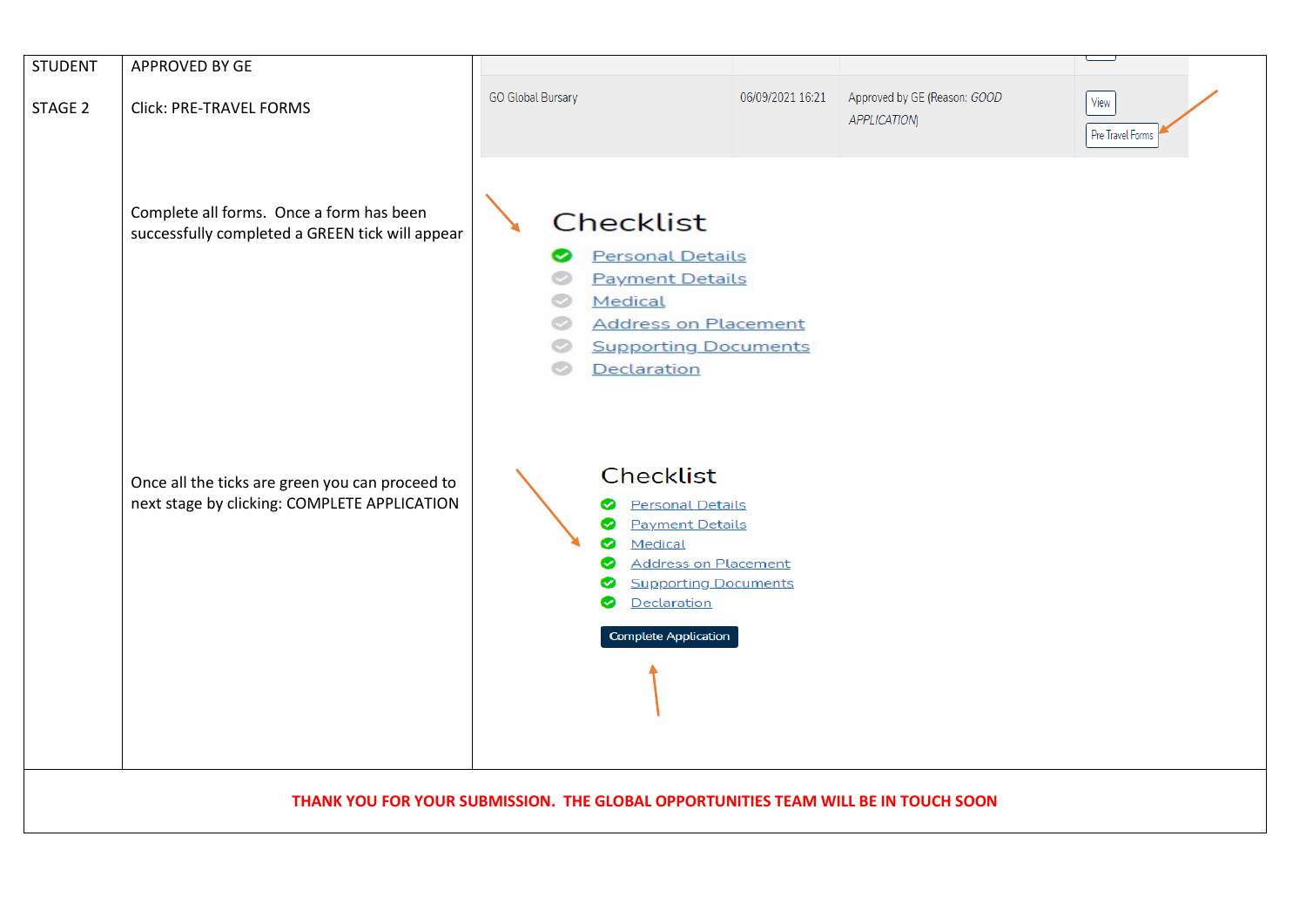| STUDENT | APPROVED BY GE | |
|---|---|---|
| STAGE 2 | Click: PRE-TRAVEL FORMS | GO Global Bursary &#124; 06/09/2021 16:21 &#124; Approved by GE (Reason: *GOOD APPLICATION*) &#124; View &#124; Pre Travel Forms |
| | Complete all forms. Once a form has been successfully completed a GREEN tick will appear | **Checklist**<br>Personal Details<br>Payment Details<br>Medical<br>Address on Placement<br>Supporting Documents<br>Declaration |
| | Once all the ticks are green you can proceed to next stage by clicking: COMPLETE APPLICATION | **Checklist**<br>Personal Details<br>Payment Details<br>Medical<br>Address on Placement<br>Supporting Documents<br>Declaration<br>Complete Application |

**THANK YOU FOR YOUR SUBMISSION. THE GLOBAL OPPORTUNITIES TEAM WILL BE IN TOUCH SOON**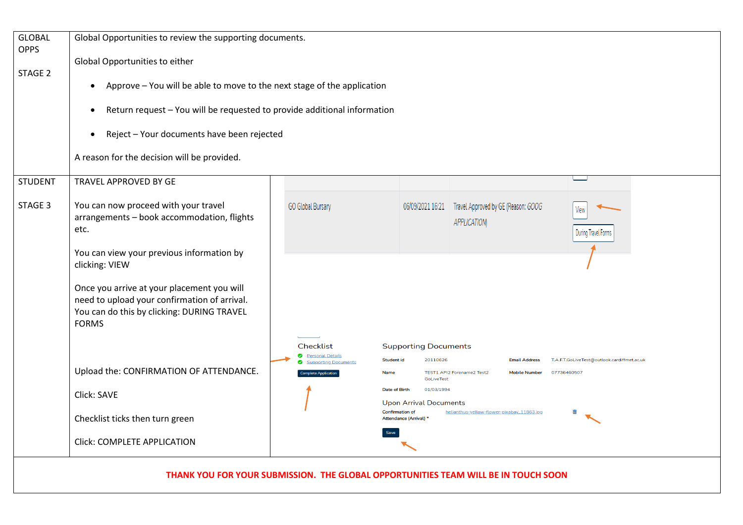| | | |
|---|---|---|
| GLOBAL OPPS<br><br>STAGE 2 | Global Opportunities to review the supporting documents.<br><br>Global Opportunities to either<br><br>• Approve – You will be able to move to the next stage of the application<br>• Return request – You will be requested to provide additional information<br>• Reject – Your documents have been rejected<br><br>A reason for the decision will be provided. | |
| STUDENT<br><br>STAGE 3 | TRAVEL APPROVED BY GE<br><br>You can now proceed with your travel arrangements – book accommodation, flights etc.<br><br>You can view your previous information by clicking: VIEW<br><br>Once you arrive at your placement you will need to upload your confirmation of arrival. You can do this by clicking: DURING TRAVEL FORMS<br><br>Upload the: CONFIRMATION OF ATTENDANCE.<br><br>Click: SAVE<br><br>Checklist ticks then turn green<br><br>Click: COMPLETE APPLICATION | GO Global Bursary 06/09/2021 16:21 Travel Approved by GE (Reason: GOOG APPLICATION) View During Travel Forms<br><br>Checklist: Personal Details, Supporting Documents, Complete Application<br><br>Supporting Documents<br>Student id: 20110626<br>Email Address: T.A.F.T.GoLiveTest@outlook.cardiffmet.ac.uk<br>Name: TEST1 API2 Forename2 Test2 GoLiveTest<br>Mobile Number: 07736460507<br>Date of Birth: 01/03/1994<br><br>Upon Arrival Documents<br>Confirmation of Attendance (Arrival) *: helianthus-yellow-flower-pixabay_11863.jpg<br>Save |

**THANK YOU FOR YOUR SUBMISSION. THE GLOBAL OPPORTUNITIES TEAM WILL BE IN TOUCH SOON**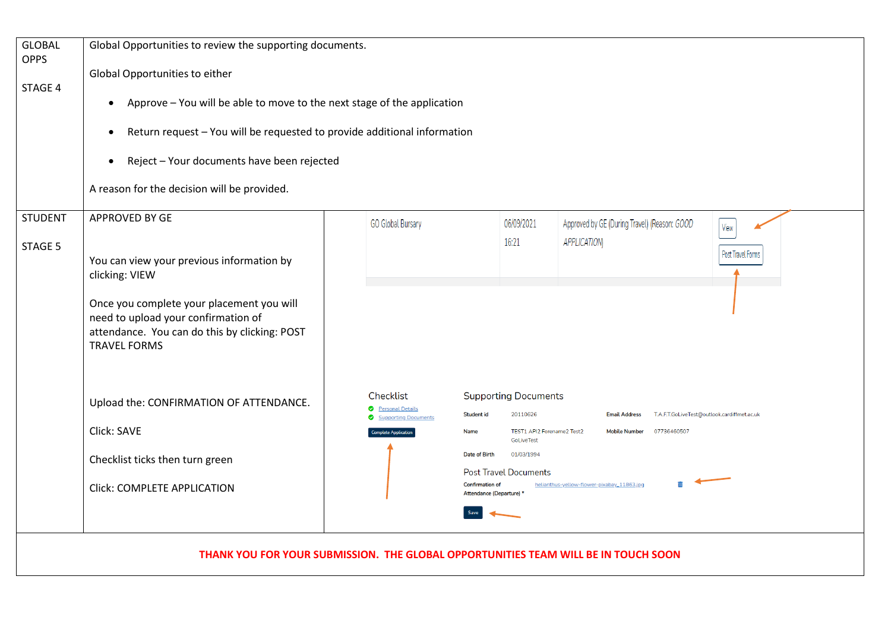| | | |
|---|---|---|
| GLOBAL OPPS<br><br>STAGE 4 | Global Opportunities to review the supporting documents.<br><br>Global Opportunities to either<br><br>• Approve – You will be able to move to the next stage of the application<br>• Return request – You will be requested to provide additional information<br>• Reject – Your documents have been rejected<br><br>A reason for the decision will be provided. | |
| STUDENT<br><br>STAGE 5 | APPROVED BY GE<br><br>You can view your previous information by clicking: VIEW<br><br>Once you complete your placement you will need to upload your confirmation of attendance. You can do this by clicking: POST TRAVEL FORMS<br><br>Upload the: CONFIRMATION OF ATTENDANCE.<br><br>Click: SAVE<br><br>Checklist ticks then turn green<br><br>Click: COMPLETE APPLICATION | GO Global Bursary — 06/09/2021 16:21 — Approved by GE (During Travel) (Reason: GOOD APPLICATION) — View — Post Travel Forms<br><br>Checklist: Personal Details, Supporting Documents, Complete Application<br><br>Supporting Documents<br>Student id: 20110626 — Email Address: T.A.F.T.GoLiveTest@outlook.cardiffmet.ac.uk<br>Name: TEST1 API2 Forename2 Test2 GoLiveTest — Mobile Number: 07736460507<br>Date of Birth: 01/03/1994<br><br>Post Travel Documents<br>Confirmation of Attendance (Departure) *: helianthus-yellow-flower-pixabay_11863.jpg<br><br>Save |

**THANK YOU FOR YOUR SUBMISSION. THE GLOBAL OPPORTUNITIES TEAM WILL BE IN TOUCH SOON**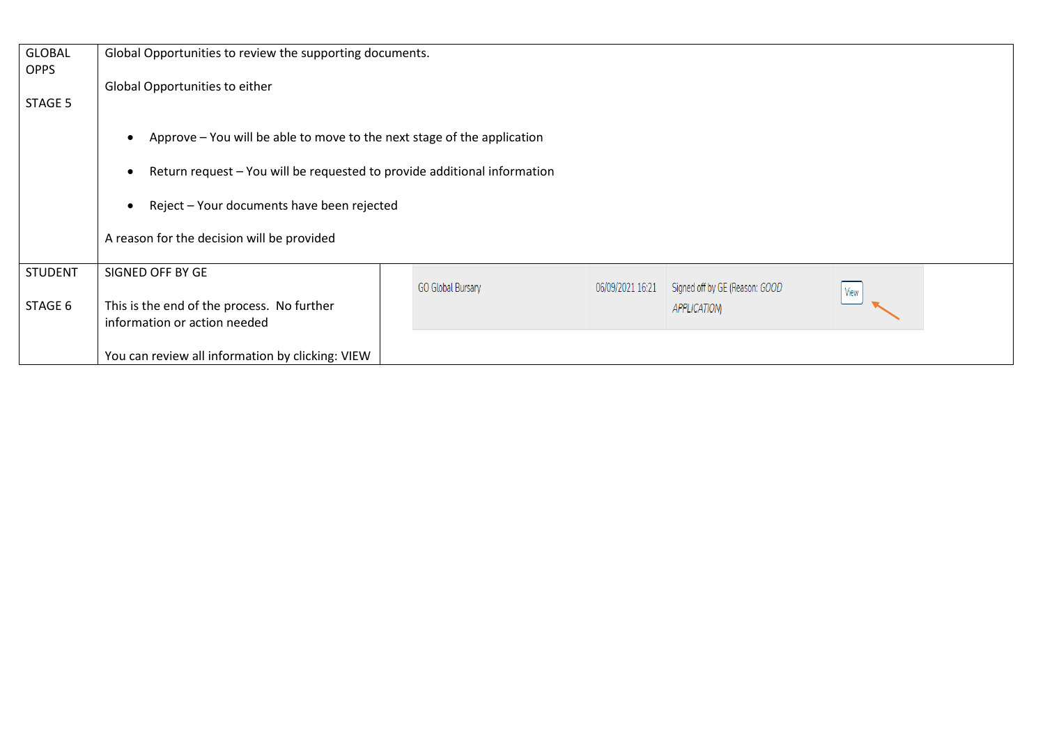| | | |
|---|---|---|
| GLOBAL OPPS<br><br>STAGE 5 | Global Opportunities to review the supporting documents.<br><br>Global Opportunities to either<br><br>• Approve – You will be able to move to the next stage of the application<br>• Return request – You will be requested to provide additional information<br>• Reject – Your documents have been rejected<br><br>A reason for the decision will be provided | |
| STUDENT<br><br>STAGE 6 | SIGNED OFF BY GE<br><br>This is the end of the process. No further information or action needed<br><br>You can review all information by clicking: VIEW | GO Global Bursary 06/09/2021 16:21 Signed off by GE (Reason: *GOOD APPLICATION*) View |